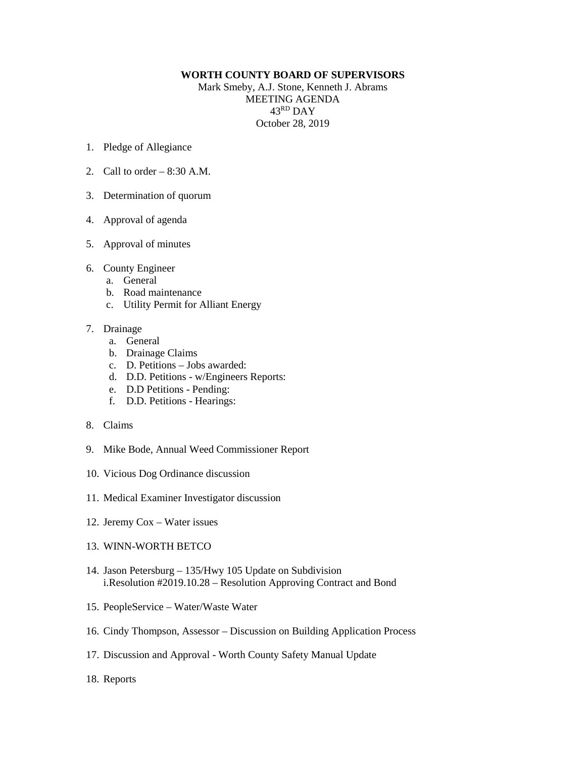**WORTH COUNTY BOARD OF SUPERVISORS**

Mark Smeby, A.J. Stone, Kenneth J. Abrams
MEETING AGENDA
43RD DAY
October 28, 2019

1. Pledge of Allegiance

2. Call to order – 8:30 A.M.

3. Determination of quorum

4. Approval of agenda

5. Approval of minutes

6. County Engineer
   a. General
   b. Road maintenance
   c. Utility Permit for Alliant Energy

7. Drainage
   a. General
   b. Drainage Claims
   c. D. Petitions – Jobs awarded:
   d. D.D. Petitions - w/Engineers Reports:
   e. D.D Petitions - Pending:
   f. D.D. Petitions - Hearings:

8. Claims

9. Mike Bode, Annual Weed Commissioner Report

10. Vicious Dog Ordinance discussion

11. Medical Examiner Investigator discussion

12. Jeremy Cox – Water issues

13. WINN-WORTH BETCO

14. Jason Petersburg – 135/Hwy 105 Update on Subdivision
    i.Resolution #2019.10.28 – Resolution Approving Contract and Bond

15. PeopleService – Water/Waste Water

16. Cindy Thompson, Assessor – Discussion on Building Application Process

17. Discussion and Approval - Worth County Safety Manual Update

18. Reports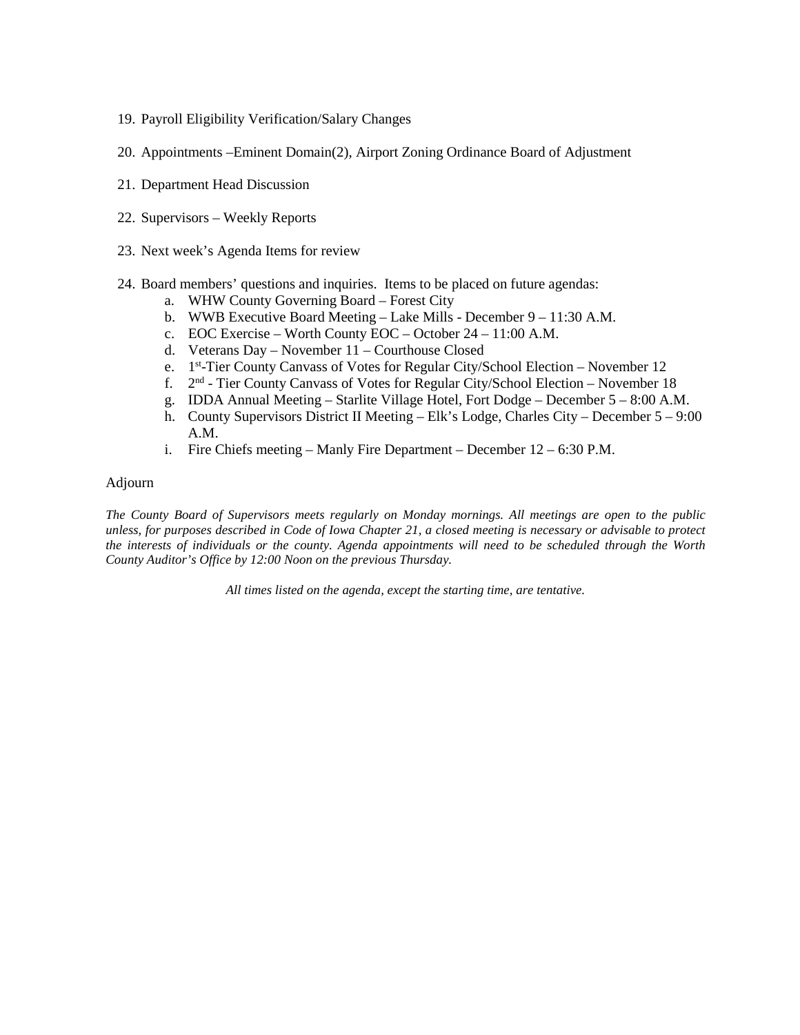19. Payroll Eligibility Verification/Salary Changes

20. Appointments –Eminent Domain(2), Airport Zoning Ordinance Board of Adjustment

21. Department Head Discussion

22. Supervisors – Weekly Reports

23. Next week's Agenda Items for review

24. Board members' questions and inquiries. Items to be placed on future agendas:
    a. WHW County Governing Board – Forest City
    b. WWB Executive Board Meeting – Lake Mills - December 9 – 11:30 A.M.
    c. EOC Exercise – Worth County EOC – October 24 – 11:00 A.M.
    d. Veterans Day – November 11 – Courthouse Closed
    e. 1st-Tier County Canvass of Votes for Regular City/School Election – November 12
    f. 2nd - Tier County Canvass of Votes for Regular City/School Election – November 18
    g. IDDA Annual Meeting – Starlite Village Hotel, Fort Dodge – December 5 – 8:00 A.M.
    h. County Supervisors District II Meeting – Elk's Lodge, Charles City – December 5 – 9:00 A.M.
    i. Fire Chiefs meeting – Manly Fire Department – December 12 – 6:30 P.M.

Adjourn

*The County Board of Supervisors meets regularly on Monday mornings. All meetings are open to the public unless, for purposes described in Code of Iowa Chapter 21, a closed meeting is necessary or advisable to protect the interests of individuals or the county. Agenda appointments will need to be scheduled through the Worth County Auditor's Office by 12:00 Noon on the previous Thursday.*

*All times listed on the agenda, except the starting time, are tentative.*